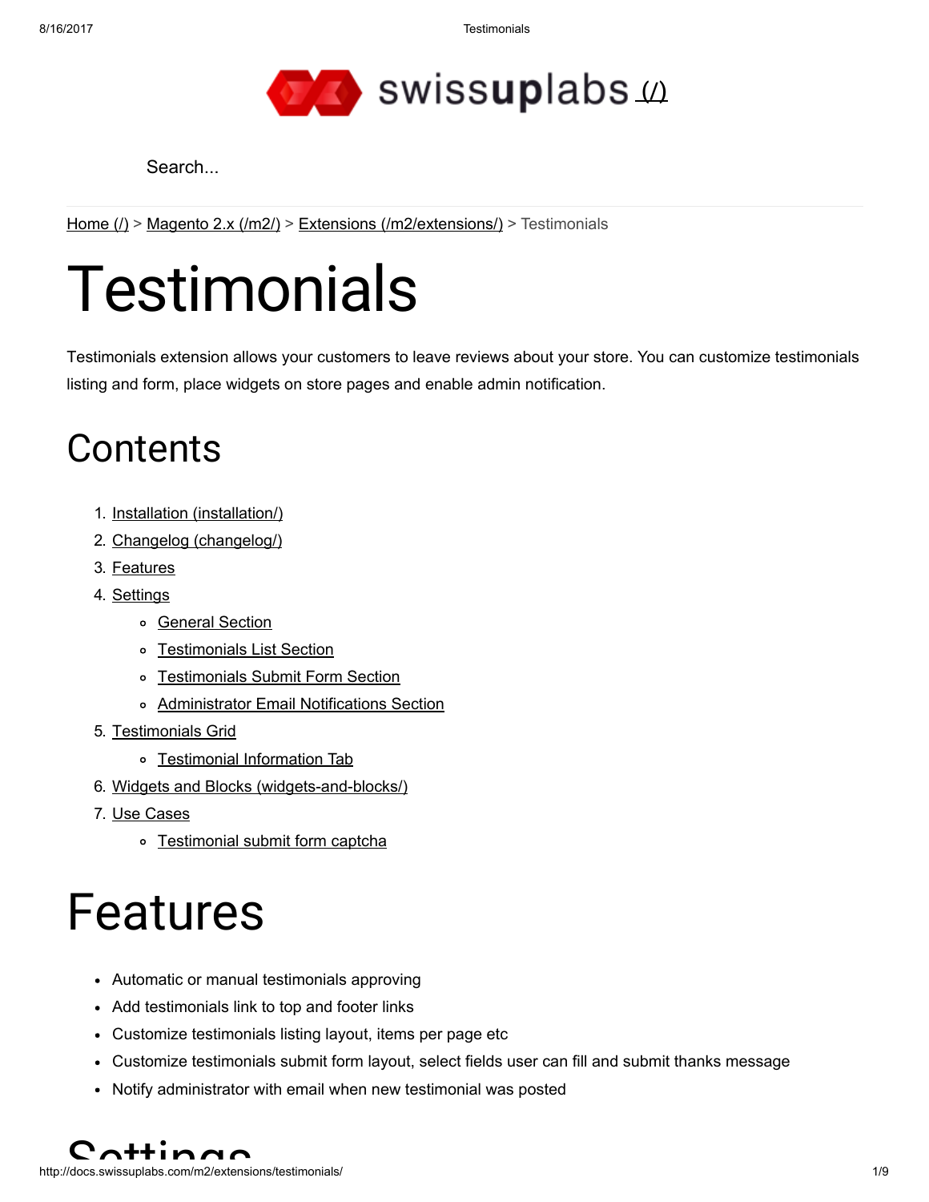swissuplabs (/)

Search...

Home (/) > Magento 2.x (/m2/) > Extensions (/m2/extensions/) > Testimonials

# Testimonials

Testimonials extension allows your customers to leave reviews about your store. You can customize testimonials listing and form, place widgets on store pages and enable admin notification.

## Contents

1. Installation (installation/)
2. Changelog (changelog/)
3. Features
4. Settings
    - General Section
    - Testimonials List Section
    - Testimonials Submit Form Section
    - Administrator Email Notifications Section
5. Testimonials Grid
    - Testimonial Information Tab
6. Widgets and Blocks (widgets-and-blocks/)
7. Use Cases
    - Testimonial submit form captcha

# Features

- Automatic or manual testimonials approving
- Add testimonials link to top and footer links
- Customize testimonials listing layout, items per page etc
- Customize testimonials submit form layout, select fields user can fill and submit thanks message
- Notify administrator with email when new testimonial was posted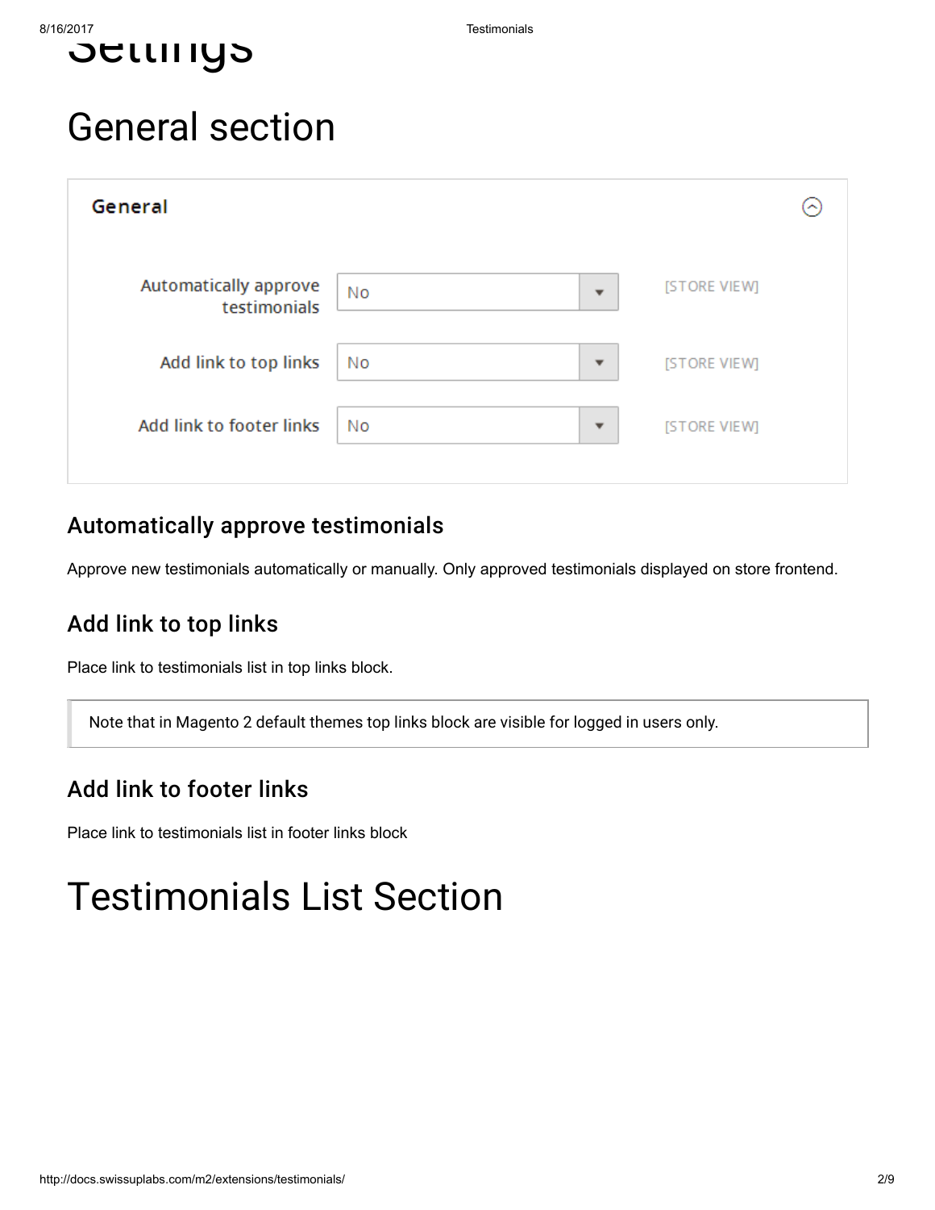# Settings

# General section

**General**

| | | |
|---|---|---|
| Automatically approve testimonials | No | [STORE VIEW] |
| Add link to top links | No | [STORE VIEW] |
| Add link to footer links | No | [STORE VIEW] |

### Automatically approve testimonials

Approve new testimonials automatically or manually. Only approved testimonials displayed on store frontend.

### Add link to top links

Place link to testimonials list in top links block.

> Note that in Magento 2 default themes top links block are visible for logged in users only.

### Add link to footer links

Place link to testimonials list in footer links block

# Testimonials List Section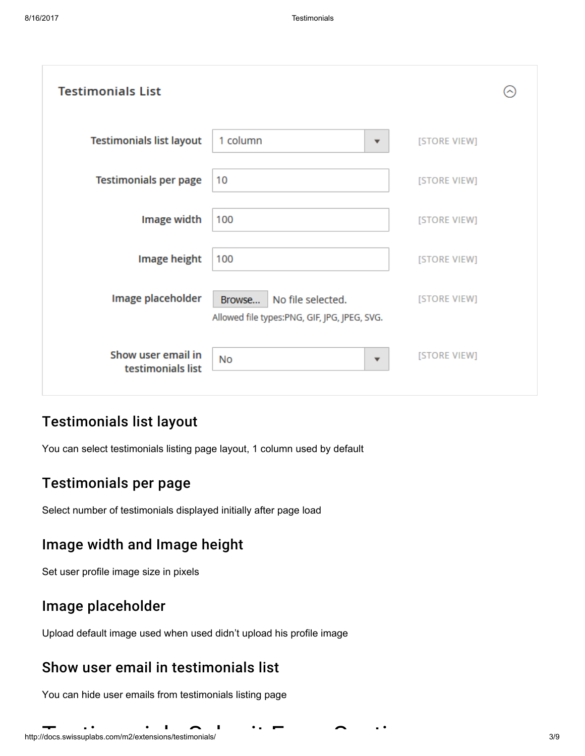## Testimonials List

| | | |
|---|---|---|
| Testimonials list layout | 1 column | [STORE VIEW] |
| Testimonials per page | 10 | [STORE VIEW] |
| Image width | 100 | [STORE VIEW] |
| Image height | 100 | [STORE VIEW] |
| Image placeholder | Browse... No file selected. Allowed file types:PNG, GIF, JPG, JPEG, SVG. | [STORE VIEW] |
| Show user email in testimonials list | No | [STORE VIEW] |

## Testimonials list layout

You can select testimonials listing page layout, 1 column used by default

## Testimonials per page

Select number of testimonials displayed initially after page load

## Image width and Image height

Set user profile image size in pixels

## Image placeholder

Upload default image used when used didn't upload his profile image

## Show user email in testimonials list

You can hide user emails from testimonials listing page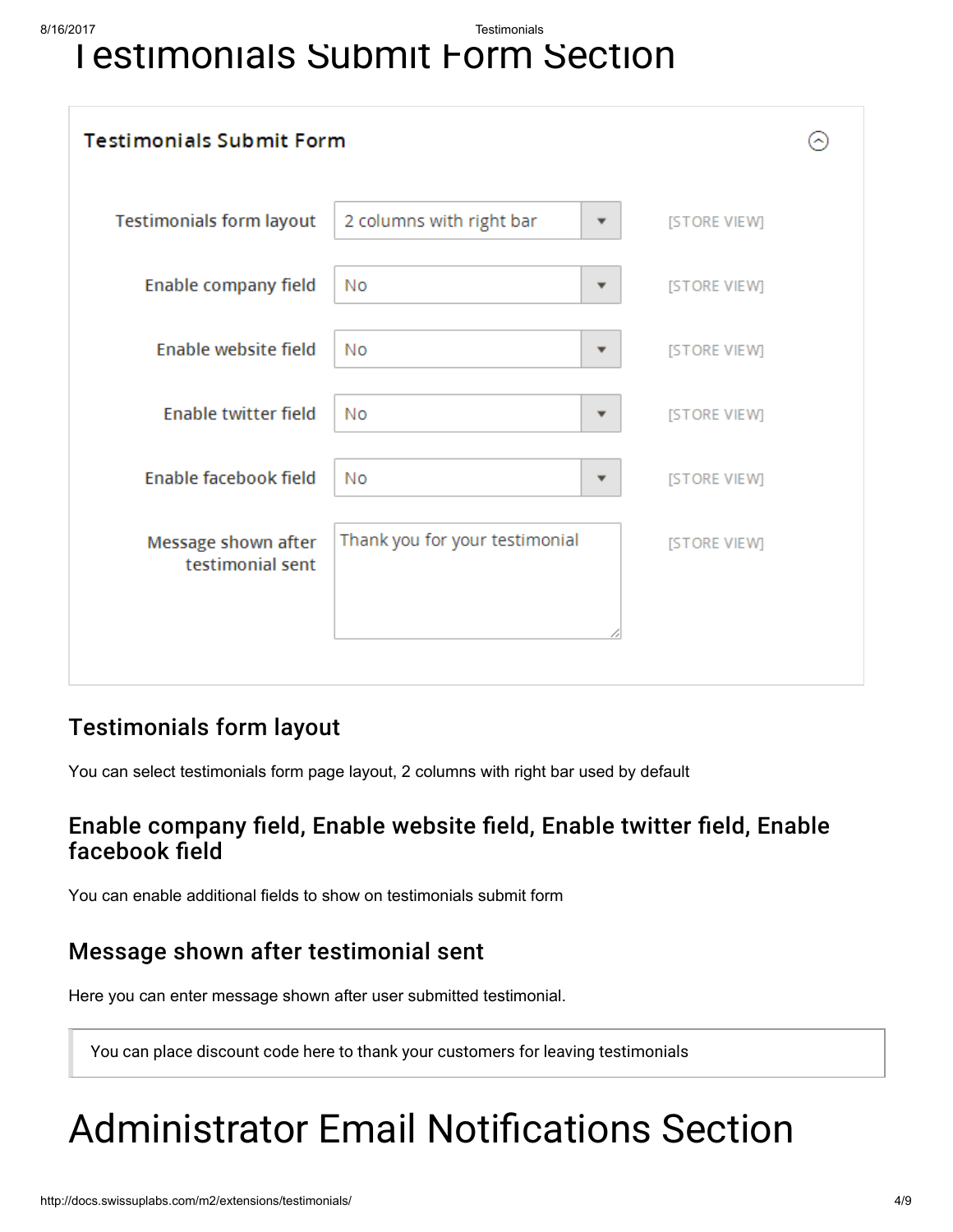# Testimonials Submit Form Section

**Testimonials Submit Form**

| | | |
|---|---|---|
| Testimonials form layout | 2 columns with right bar | [STORE VIEW] |
| Enable company field | No | [STORE VIEW] |
| Enable website field | No | [STORE VIEW] |
| Enable twitter field | No | [STORE VIEW] |
| Enable facebook field | No | [STORE VIEW] |
| Message shown after testimonial sent | Thank you for your testimonial | [STORE VIEW] |

## Testimonials form layout

You can select testimonials form page layout, 2 columns with right bar used by default

## Enable company field, Enable website field, Enable twitter field, Enable facebook field

You can enable additional fields to show on testimonials submit form

## Message shown after testimonial sent

Here you can enter message shown after user submitted testimonial.

> You can place discount code here to thank your customers for leaving testimonials

# Administrator Email Notifications Section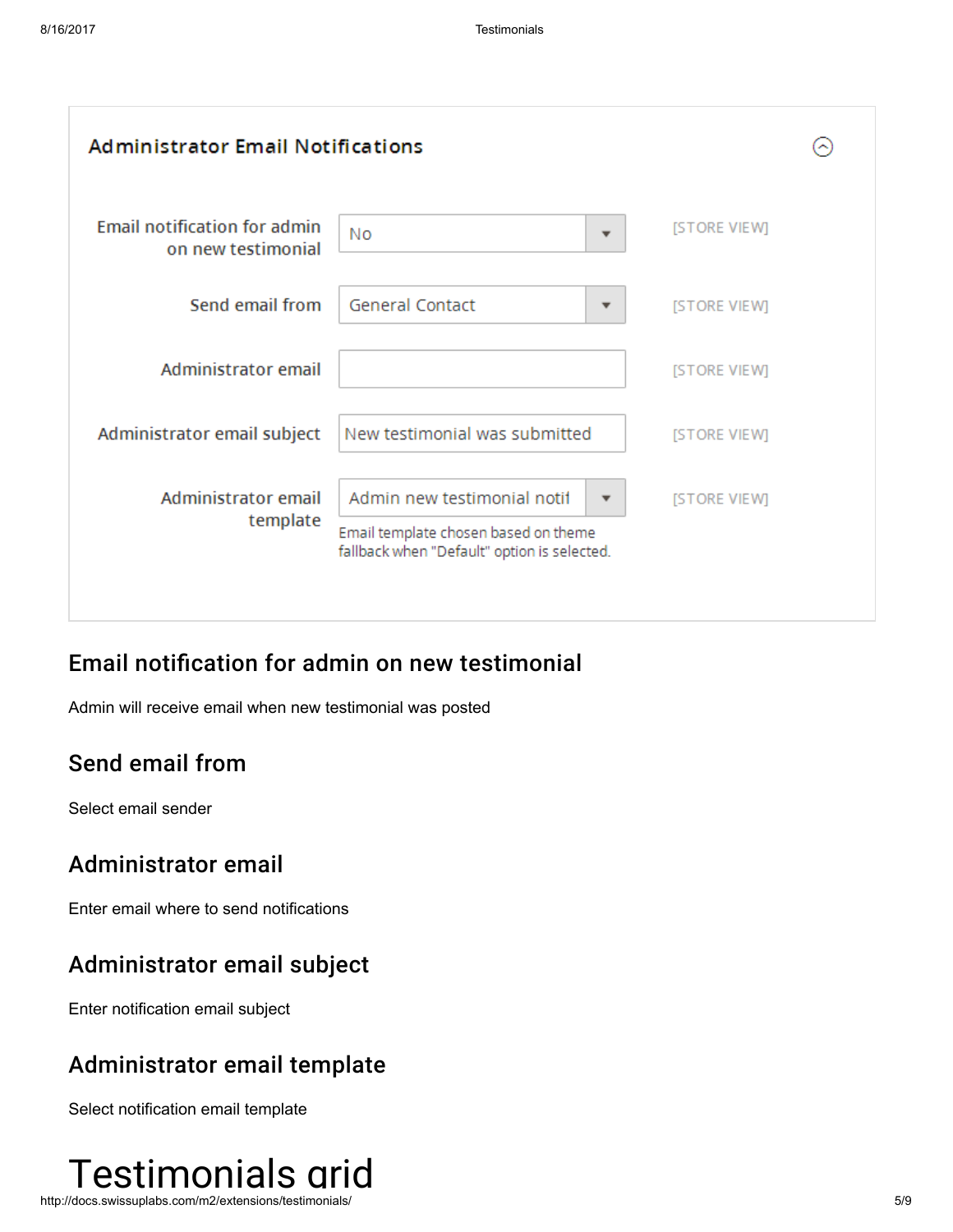## Administrator Email Notifications

| Setting | Value | Scope |
| --- | --- | --- |
| Email notification for admin on new testimonial | No | [STORE VIEW] |
| Send email from | General Contact | [STORE VIEW] |
| Administrator email | | [STORE VIEW] |
| Administrator email subject | New testimonial was submitted | [STORE VIEW] |
| Administrator email template | Admin new testimonial notif<br>Email template chosen based on theme fallback when "Default" option is selected. | [STORE VIEW] |

### Email notification for admin on new testimonial

Admin will receive email when new testimonial was posted

### Send email from

Select email sender

### Administrator email

Enter email where to send notifications

### Administrator email subject

Enter notification email subject

### Administrator email template

Select notification email template

# Testimonials grid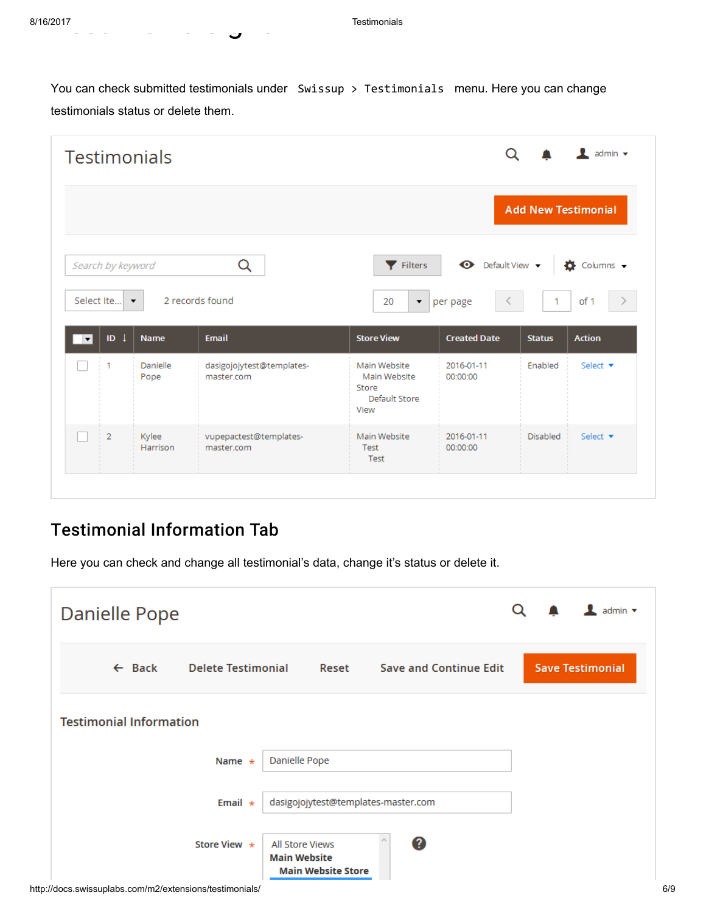You can check submitted testimonials under `Swissup > Testimonials` menu. Here you can change testimonials status or delete them.

## Testimonial Information Tab

Here you can check and change all testimonial's data, change it's status or delete it.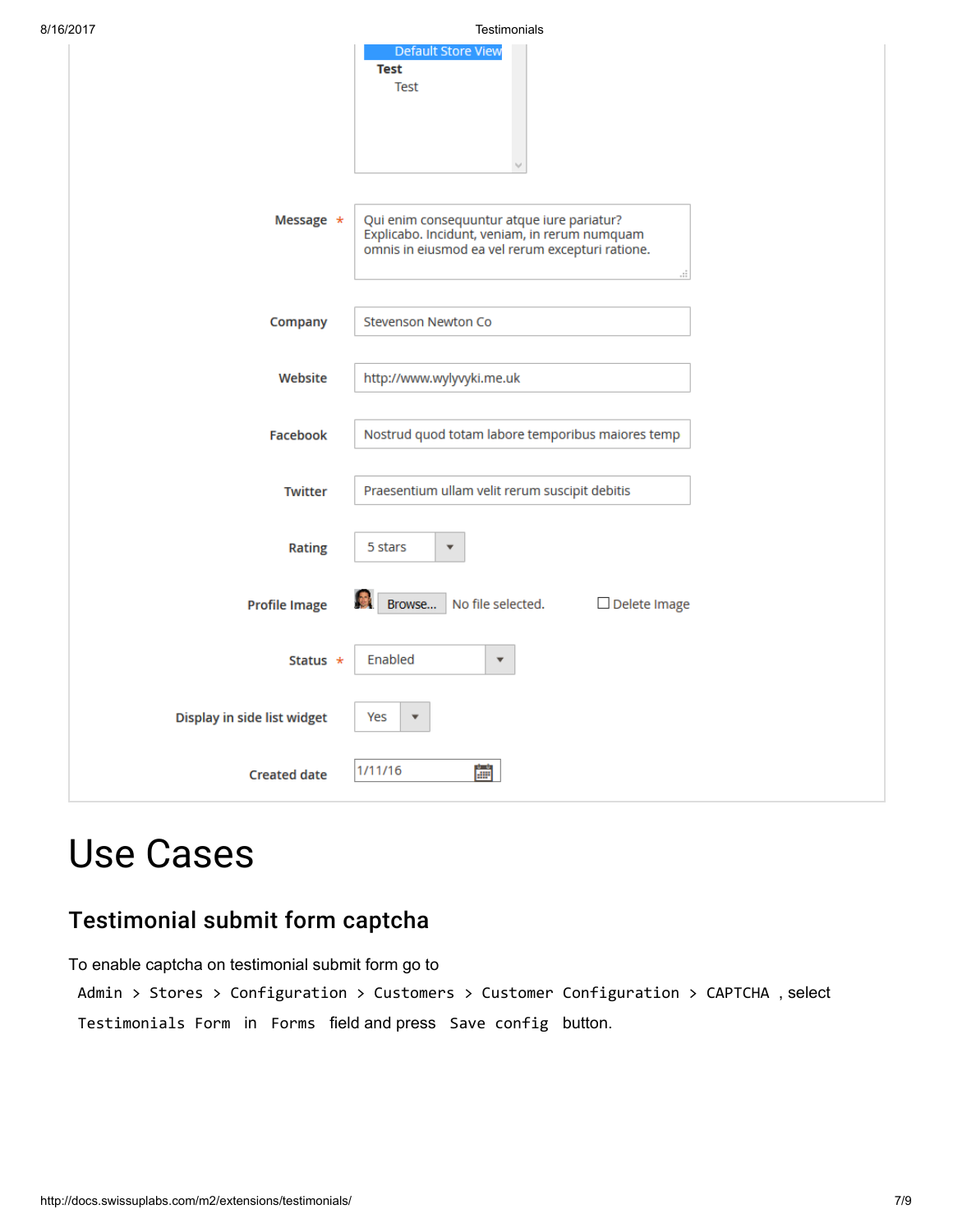Default Store View
**Test**
Test

Message * Qui enim consequuntur atque iure pariatur? Explicabo. Incidunt, veniam, in rerum numquam omnis in eiusmod ea vel rerum excepturi ratione.

Company Stevenson Newton Co

Website http://www.wylyvyki.me.uk

Facebook Nostrud quod totam labore temporibus maiores temp

Twitter Praesentium ullam velit rerum suscipit debitis

Rating 5 stars

Profile Image Browse... No file selected. Delete Image

Status * Enabled

Display in side list widget Yes

Created date 1/11/16

# Use Cases

## Testimonial submit form captcha

To enable captcha on testimonial submit form go to `Admin > Stores > Configuration > Customers > Customer Configuration > CAPTCHA` , select `Testimonials Form` in `Forms` field and press `Save config` button.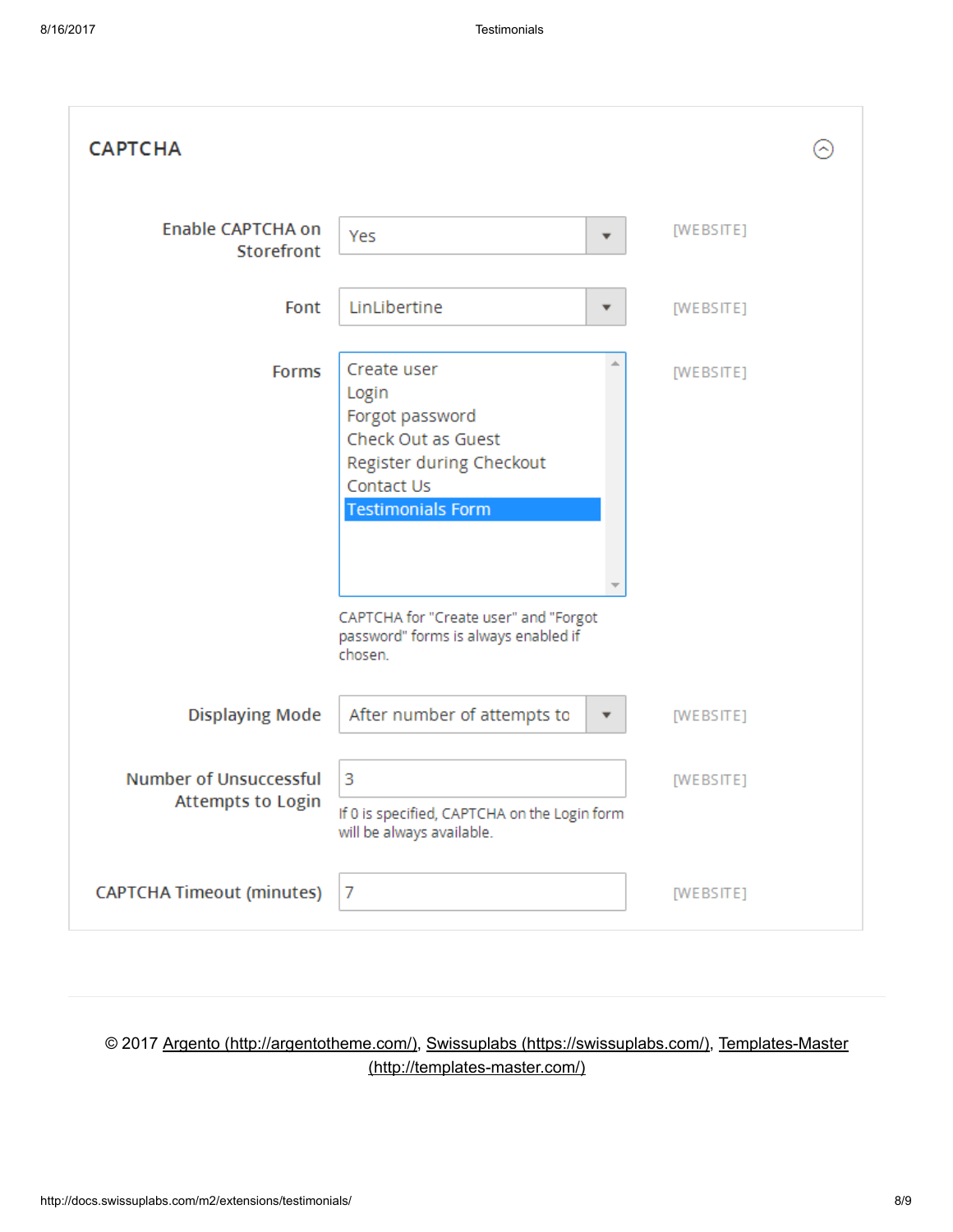## CAPTCHA

| Setting | Value | Scope |
| --- | --- | --- |
| Enable CAPTCHA on Storefront | Yes | [WEBSITE] |
| Font | LinLibertine | [WEBSITE] |
| Forms | Create user<br>Login<br>Forgot password<br>Check Out as Guest<br>Register during Checkout<br>Contact Us<br>**Testimonials Form** (selected)<br><br>CAPTCHA for "Create user" and "Forgot password" forms is always enabled if chosen. | [WEBSITE] |
| Displaying Mode | After number of attempts to | [WEBSITE] |
| Number of Unsuccessful Attempts to Login | 3<br><br>If 0 is specified, CAPTCHA on the Login form will be always available. | [WEBSITE] |
| CAPTCHA Timeout (minutes) | 7 | [WEBSITE] |

---

© 2017 [Argento (http://argentotheme.com/)](http://argentotheme.com/), [Swissuplabs (https://swissuplabs.com/)](https://swissuplabs.com/), [Templates-Master (http://templates-master.com/)](http://templates-master.com/)